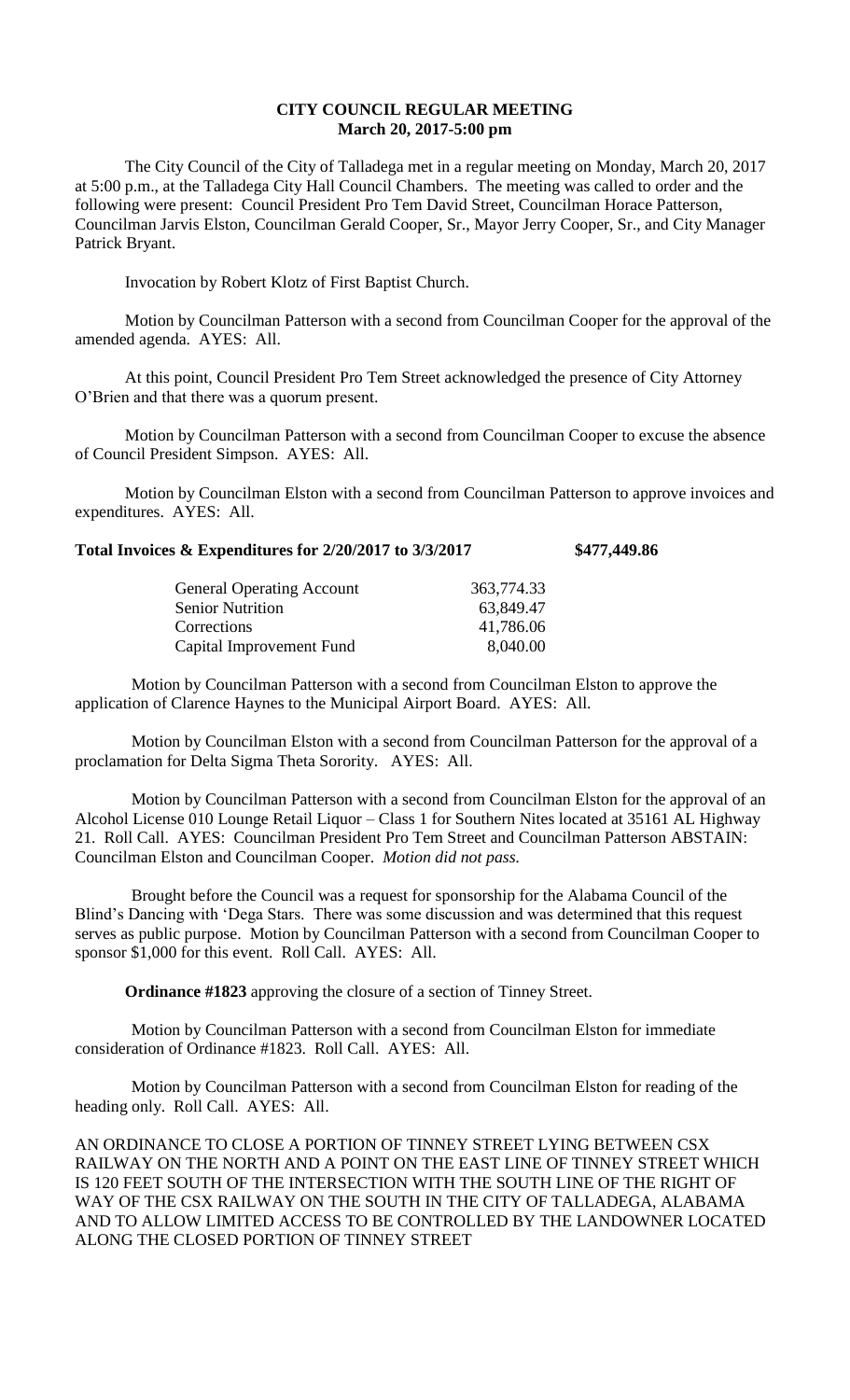# CITY COUNCIL REGULAR MEETING
## March 20, 2017-5:00 pm

The City Council of the City of Talladega met in a regular meeting on Monday, March 20, 2017 at 5:00 p.m., at the Talladega City Hall Council Chambers. The meeting was called to order and the following were present: Council President Pro Tem David Street, Councilman Horace Patterson, Councilman Jarvis Elston, Councilman Gerald Cooper, Sr., Mayor Jerry Cooper, Sr., and City Manager Patrick Bryant.

Invocation by Robert Klotz of First Baptist Church.

Motion by Councilman Patterson with a second from Councilman Cooper for the approval of the amended agenda. AYES: All.

At this point, Council President Pro Tem Street acknowledged the presence of City Attorney O'Brien and that there was a quorum present.

Motion by Councilman Patterson with a second from Councilman Cooper to excuse the absence of Council President Simpson. AYES: All.

Motion by Councilman Elston with a second from Councilman Patterson to approve invoices and expenditures. AYES: All.

**Total Invoices & Expenditures for 2/20/2017 to 3/3/2017 $477,449.86**

| | |
|---|---|
| General Operating Account | 363,774.33 |
| Senior Nutrition | 63,849.47 |
| Corrections | 41,786.06 |
| Capital Improvement Fund | 8,040.00 |

Motion by Councilman Patterson with a second from Councilman Elston to approve the application of Clarence Haynes to the Municipal Airport Board. AYES: All.

Motion by Councilman Elston with a second from Councilman Patterson for the approval of a proclamation for Delta Sigma Theta Sorority. AYES: All.

Motion by Councilman Patterson with a second from Councilman Elston for the approval of an Alcohol License 010 Lounge Retail Liquor – Class 1 for Southern Nites located at 35161 AL Highway 21. Roll Call. AYES: Councilman President Pro Tem Street and Councilman Patterson ABSTAIN: Councilman Elston and Councilman Cooper. *Motion did not pass.*

Brought before the Council was a request for sponsorship for the Alabama Council of the Blind's Dancing with 'Dega Stars. There was some discussion and was determined that this request serves as public purpose. Motion by Councilman Patterson with a second from Councilman Cooper to sponsor $1,000 for this event. Roll Call. AYES: All.

**Ordinance #1823** approving the closure of a section of Tinney Street.

Motion by Councilman Patterson with a second from Councilman Elston for immediate consideration of Ordinance #1823. Roll Call. AYES: All.

Motion by Councilman Patterson with a second from Councilman Elston for reading of the heading only. Roll Call. AYES: All.

AN ORDINANCE TO CLOSE A PORTION OF TINNEY STREET LYING BETWEEN CSX RAILWAY ON THE NORTH AND A POINT ON THE EAST LINE OF TINNEY STREET WHICH IS 120 FEET SOUTH OF THE INTERSECTION WITH THE SOUTH LINE OF THE RIGHT OF WAY OF THE CSX RAILWAY ON THE SOUTH IN THE CITY OF TALLADEGA, ALABAMA AND TO ALLOW LIMITED ACCESS TO BE CONTROLLED BY THE LANDOWNER LOCATED ALONG THE CLOSED PORTION OF TINNEY STREET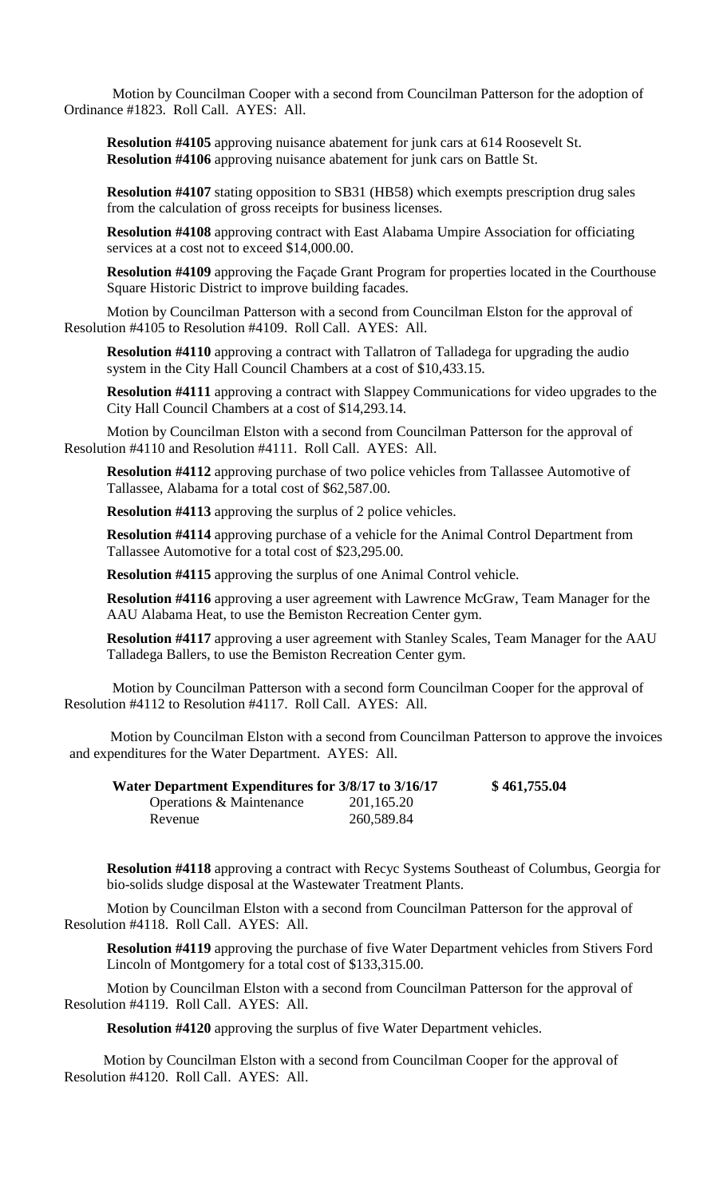Motion by Councilman Cooper with a second from Councilman Patterson for the adoption of Ordinance #1823. Roll Call. AYES: All.

**Resolution #4105** approving nuisance abatement for junk cars at 614 Roosevelt St.
**Resolution #4106** approving nuisance abatement for junk cars on Battle St.

**Resolution #4107** stating opposition to SB31 (HB58) which exempts prescription drug sales from the calculation of gross receipts for business licenses.

**Resolution #4108** approving contract with East Alabama Umpire Association for officiating services at a cost not to exceed $14,000.00.

**Resolution #4109** approving the Façade Grant Program for properties located in the Courthouse Square Historic District to improve building facades.

Motion by Councilman Patterson with a second from Councilman Elston for the approval of Resolution #4105 to Resolution #4109. Roll Call. AYES: All.

**Resolution #4110** approving a contract with Tallatron of Talladega for upgrading the audio system in the City Hall Council Chambers at a cost of $10,433.15.

**Resolution #4111** approving a contract with Slappey Communications for video upgrades to the City Hall Council Chambers at a cost of $14,293.14.

Motion by Councilman Elston with a second from Councilman Patterson for the approval of Resolution #4110 and Resolution #4111. Roll Call. AYES: All.

**Resolution #4112** approving purchase of two police vehicles from Tallassee Automotive of Tallassee, Alabama for a total cost of $62,587.00.

**Resolution #4113** approving the surplus of 2 police vehicles.

**Resolution #4114** approving purchase of a vehicle for the Animal Control Department from Tallassee Automotive for a total cost of $23,295.00.

**Resolution #4115** approving the surplus of one Animal Control vehicle.

**Resolution #4116** approving a user agreement with Lawrence McGraw, Team Manager for the AAU Alabama Heat, to use the Bemiston Recreation Center gym.

**Resolution #4117** approving a user agreement with Stanley Scales, Team Manager for the AAU Talladega Ballers, to use the Bemiston Recreation Center gym.

Motion by Councilman Patterson with a second form Councilman Cooper for the approval of Resolution #4112 to Resolution #4117. Roll Call. AYES: All.

Motion by Councilman Elston with a second from Councilman Patterson to approve the invoices and expenditures for the Water Department. AYES: All.

| **Water Department Expenditures for 3/8/17 to 3/16/17** | | **$ 461,755.04** |
|---|---|---|
| Operations & Maintenance | 201,165.20 | |
| Revenue | 260,589.84 | |

**Resolution #4118** approving a contract with Recyc Systems Southeast of Columbus, Georgia for bio-solids sludge disposal at the Wastewater Treatment Plants.

Motion by Councilman Elston with a second from Councilman Patterson for the approval of Resolution #4118. Roll Call. AYES: All.

**Resolution #4119** approving the purchase of five Water Department vehicles from Stivers Ford Lincoln of Montgomery for a total cost of $133,315.00.

Motion by Councilman Elston with a second from Councilman Patterson for the approval of Resolution #4119. Roll Call. AYES: All.

**Resolution #4120** approving the surplus of five Water Department vehicles.

Motion by Councilman Elston with a second from Councilman Cooper for the approval of Resolution #4120. Roll Call. AYES: All.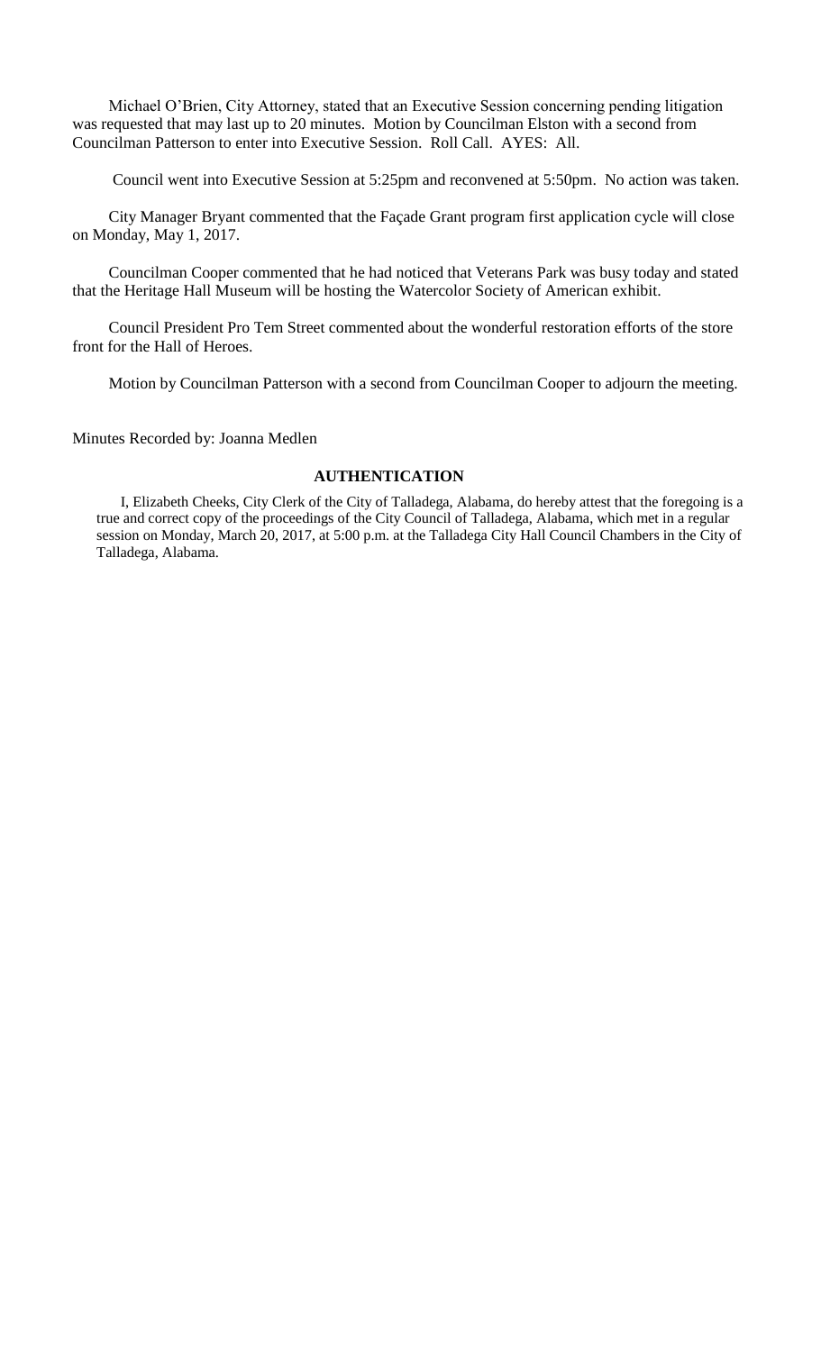Michael O'Brien, City Attorney, stated that an Executive Session concerning pending litigation was requested that may last up to 20 minutes. Motion by Councilman Elston with a second from Councilman Patterson to enter into Executive Session. Roll Call. AYES: All.

Council went into Executive Session at 5:25pm and reconvened at 5:50pm. No action was taken.

City Manager Bryant commented that the Façade Grant program first application cycle will close on Monday, May 1, 2017.

Councilman Cooper commented that he had noticed that Veterans Park was busy today and stated that the Heritage Hall Museum will be hosting the Watercolor Society of American exhibit.

Council President Pro Tem Street commented about the wonderful restoration efforts of the store front for the Hall of Heroes.

Motion by Councilman Patterson with a second from Councilman Cooper to adjourn the meeting.

Minutes Recorded by: Joanna Medlen

## AUTHENTICATION

I, Elizabeth Cheeks, City Clerk of the City of Talladega, Alabama, do hereby attest that the foregoing is a true and correct copy of the proceedings of the City Council of Talladega, Alabama, which met in a regular session on Monday, March 20, 2017, at 5:00 p.m. at the Talladega City Hall Council Chambers in the City of Talladega, Alabama.